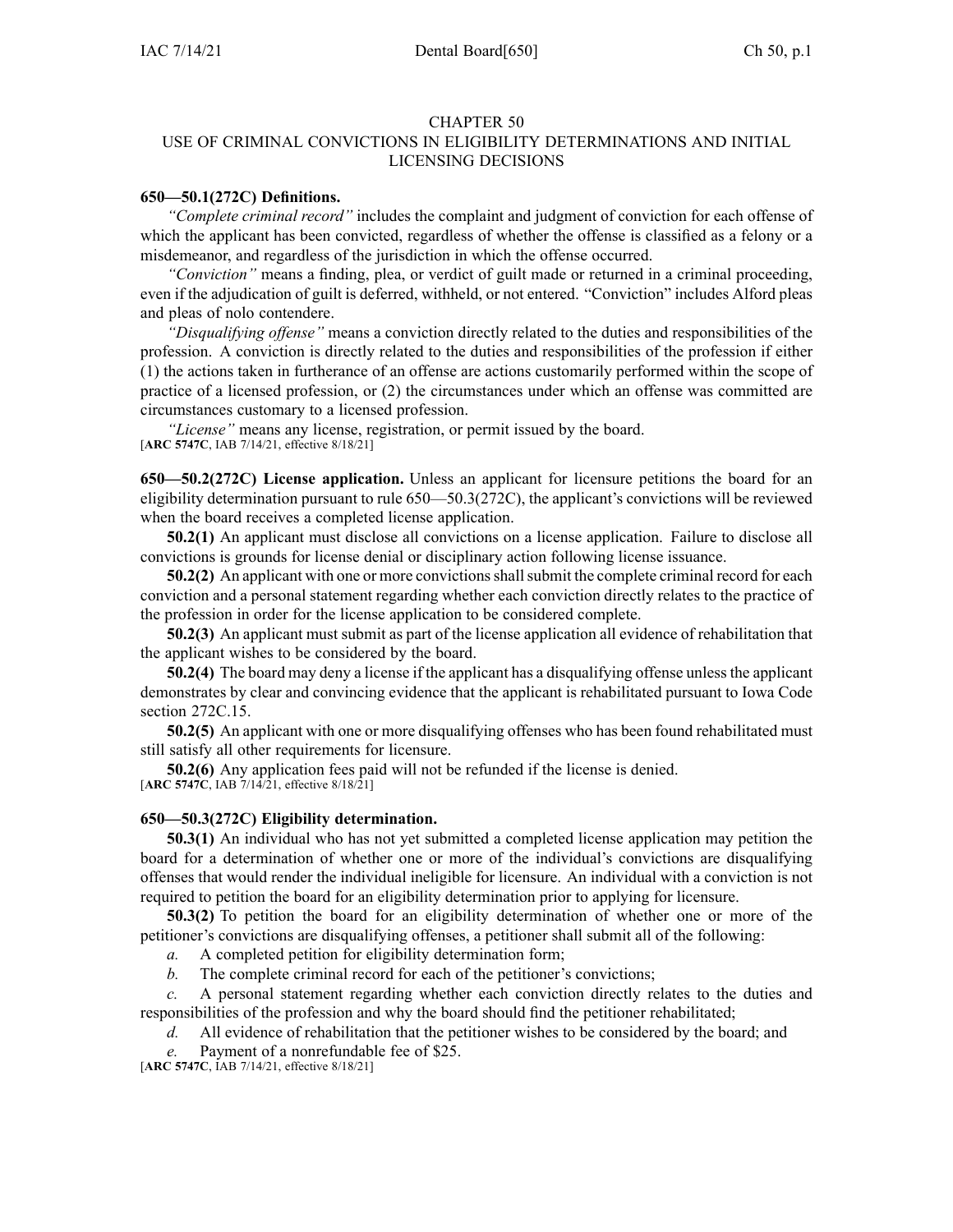# CHAPTER 50
# USE OF CRIMINAL CONVICTIONS IN ELIGIBILITY DETERMINATIONS AND INITIAL LICENSING DECISIONS

**650—50.1(272C) Definitions.**

*"Complete criminal record"* includes the complaint and judgment of conviction for each offense of which the applicant has been convicted, regardless of whether the offense is classified as a felony or a misdemeanor, and regardless of the jurisdiction in which the offense occurred.

*"Conviction"* means a finding, plea, or verdict of guilt made or returned in a criminal proceeding, even if the adjudication of guilt is deferred, withheld, or not entered. "Conviction" includes Alford pleas and pleas of nolo contendere.

*"Disqualifying offense"* means a conviction directly related to the duties and responsibilities of the profession. A conviction is directly related to the duties and responsibilities of the profession if either (1) the actions taken in furtherance of an offense are actions customarily performed within the scope of practice of a licensed profession, or (2) the circumstances under which an offense was committed are circumstances customary to a licensed profession.

*"License"* means any license, registration, or permit issued by the board.
[**ARC 5747C**, IAB 7/14/21, effective 8/18/21]

**650—50.2(272C) License application.** Unless an applicant for licensure petitions the board for an eligibility determination pursuant to rule 650—50.3(272C), the applicant's convictions will be reviewed when the board receives a completed license application.

**50.2(1)** An applicant must disclose all convictions on a license application. Failure to disclose all convictions is grounds for license denial or disciplinary action following license issuance.

**50.2(2)** An applicant with one or more convictions shall submit the complete criminal record for each conviction and a personal statement regarding whether each conviction directly relates to the practice of the profession in order for the license application to be considered complete.

**50.2(3)** An applicant must submit as part of the license application all evidence of rehabilitation that the applicant wishes to be considered by the board.

**50.2(4)** The board may deny a license if the applicant has a disqualifying offense unless the applicant demonstrates by clear and convincing evidence that the applicant is rehabilitated pursuant to Iowa Code section 272C.15.

**50.2(5)** An applicant with one or more disqualifying offenses who has been found rehabilitated must still satisfy all other requirements for licensure.

**50.2(6)** Any application fees paid will not be refunded if the license is denied.
[**ARC 5747C**, IAB 7/14/21, effective 8/18/21]

**650—50.3(272C) Eligibility determination.**

**50.3(1)** An individual who has not yet submitted a completed license application may petition the board for a determination of whether one or more of the individual's convictions are disqualifying offenses that would render the individual ineligible for licensure. An individual with a conviction is not required to petition the board for an eligibility determination prior to applying for licensure.

**50.3(2)** To petition the board for an eligibility determination of whether one or more of the petitioner's convictions are disqualifying offenses, a petitioner shall submit all of the following:

*a.* A completed petition for eligibility determination form;

*b.* The complete criminal record for each of the petitioner's convictions;

*c.* A personal statement regarding whether each conviction directly relates to the duties and responsibilities of the profession and why the board should find the petitioner rehabilitated;

*d.* All evidence of rehabilitation that the petitioner wishes to be considered by the board; and

*e.* Payment of a nonrefundable fee of $25.

[**ARC 5747C**, IAB 7/14/21, effective 8/18/21]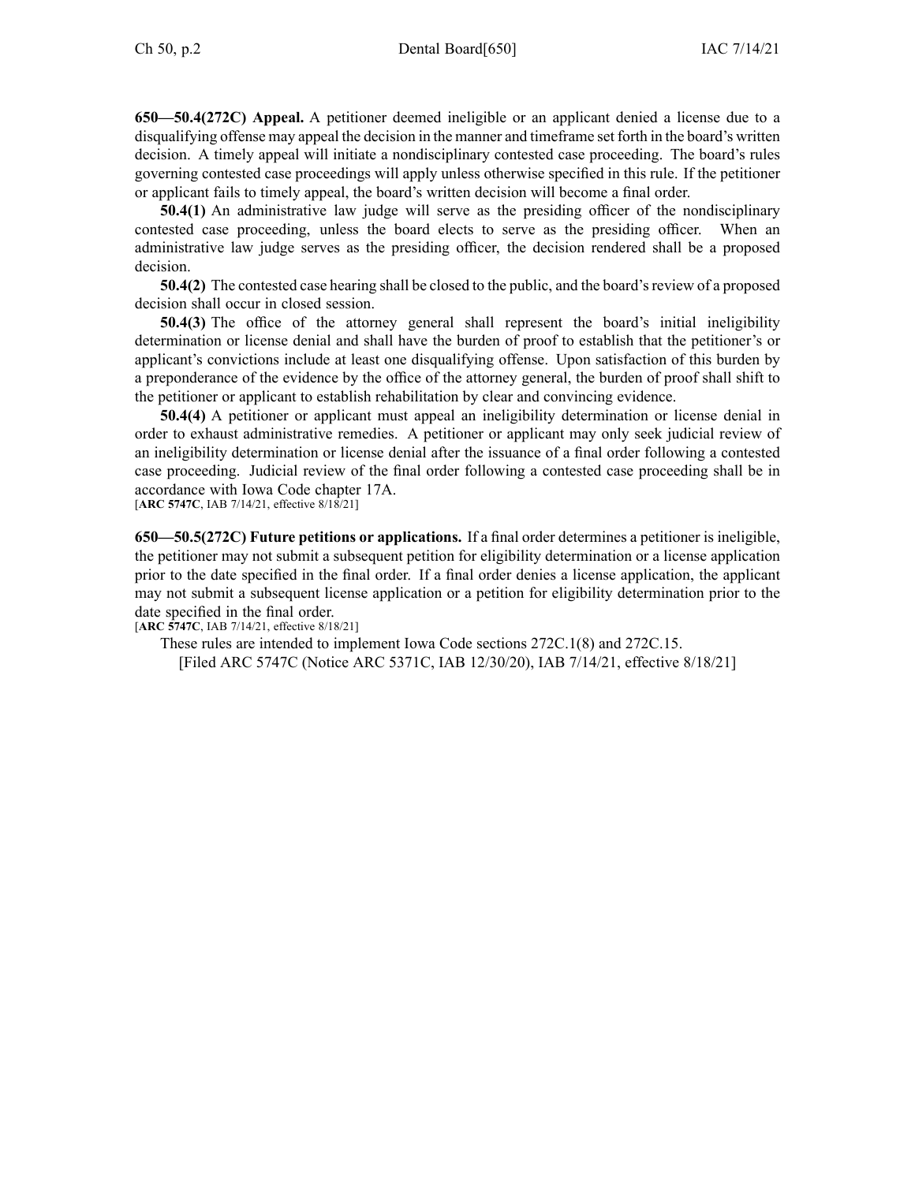**650—50.4(272C) Appeal.** A petitioner deemed ineligible or an applicant denied a license due to a disqualifying offense may appeal the decision in the manner and timeframe set forth in the board's written decision. A timely appeal will initiate a nondisciplinary contested case proceeding. The board's rules governing contested case proceedings will apply unless otherwise specified in this rule. If the petitioner or applicant fails to timely appeal, the board's written decision will become a final order.

**50.4(1)** An administrative law judge will serve as the presiding officer of the nondisciplinary contested case proceeding, unless the board elects to serve as the presiding officer. When an administrative law judge serves as the presiding officer, the decision rendered shall be a proposed decision.

**50.4(2)** The contested case hearing shall be closed to the public, and the board's review of a proposed decision shall occur in closed session.

**50.4(3)** The office of the attorney general shall represent the board's initial ineligibility determination or license denial and shall have the burden of proof to establish that the petitioner's or applicant's convictions include at least one disqualifying offense. Upon satisfaction of this burden by a preponderance of the evidence by the office of the attorney general, the burden of proof shall shift to the petitioner or applicant to establish rehabilitation by clear and convincing evidence.

**50.4(4)** A petitioner or applicant must appeal an ineligibility determination or license denial in order to exhaust administrative remedies. A petitioner or applicant may only seek judicial review of an ineligibility determination or license denial after the issuance of a final order following a contested case proceeding. Judicial review of the final order following a contested case proceeding shall be in accordance with Iowa Code chapter 17A.

[**ARC 5747C**, IAB 7/14/21, effective 8/18/21]

**650—50.5(272C) Future petitions or applications.** If a final order determines a petitioner is ineligible, the petitioner may not submit a subsequent petition for eligibility determination or a license application prior to the date specified in the final order. If a final order denies a license application, the applicant may not submit a subsequent license application or a petition for eligibility determination prior to the date specified in the final order.

[**ARC 5747C**, IAB 7/14/21, effective 8/18/21]

These rules are intended to implement Iowa Code sections 272C.1(8) and 272C.15.

[Filed ARC 5747C (Notice ARC 5371C, IAB 12/30/20), IAB 7/14/21, effective 8/18/21]